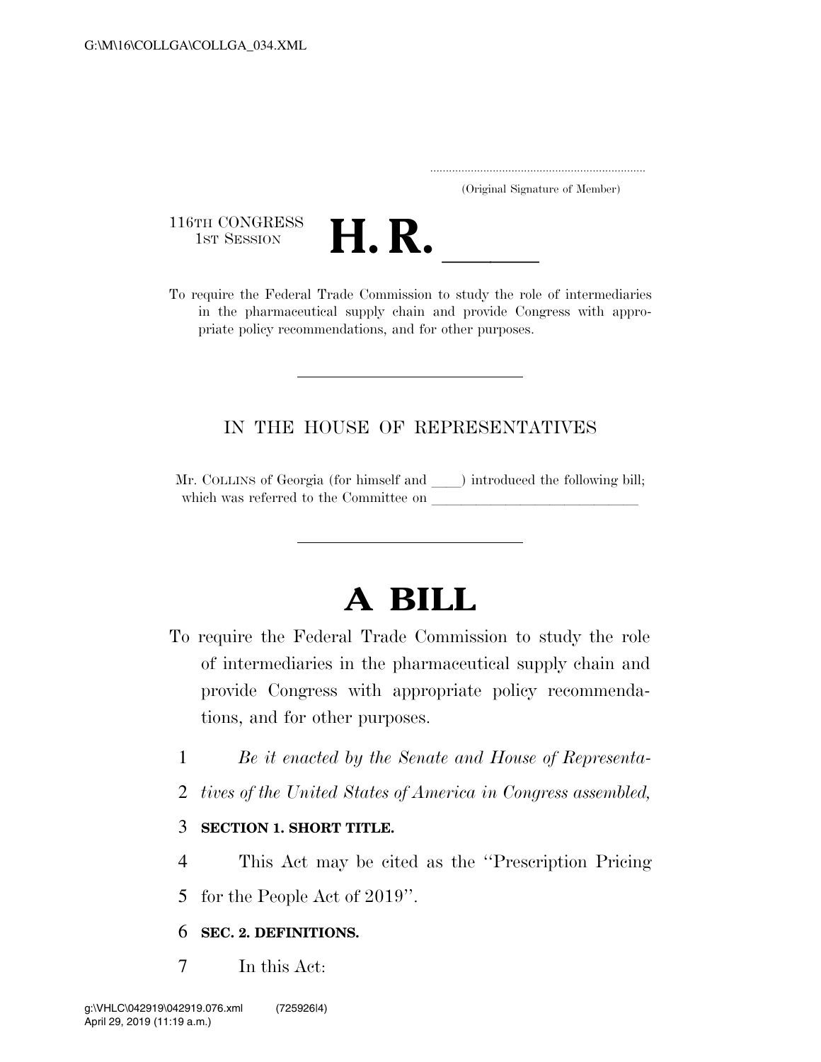(Original Signature of Member)

116TH CONGRESS
1ST SESSION

# H. R. ______

To require the Federal Trade Commission to study the role of intermediaries in the pharmaceutical supply chain and provide Congress with appropriate policy recommendations, and for other purposes.

IN THE HOUSE OF REPRESENTATIVES

Mr. COLLINS of Georgia (for himself and ____) introduced the following bill; which was referred to the Committee on ______________________________

# A BILL

To require the Federal Trade Commission to study the role of intermediaries in the pharmaceutical supply chain and provide Congress with appropriate policy recommendations, and for other purposes.

1 *Be it enacted by the Senate and House of Representa-*
2 *tives of the United States of America in Congress assembled,*

3 **SECTION 1. SHORT TITLE.**

4 This Act may be cited as the ''Prescription Pricing
5 for the People Act of 2019''.

6 **SEC. 2. DEFINITIONS.**

7 In this Act: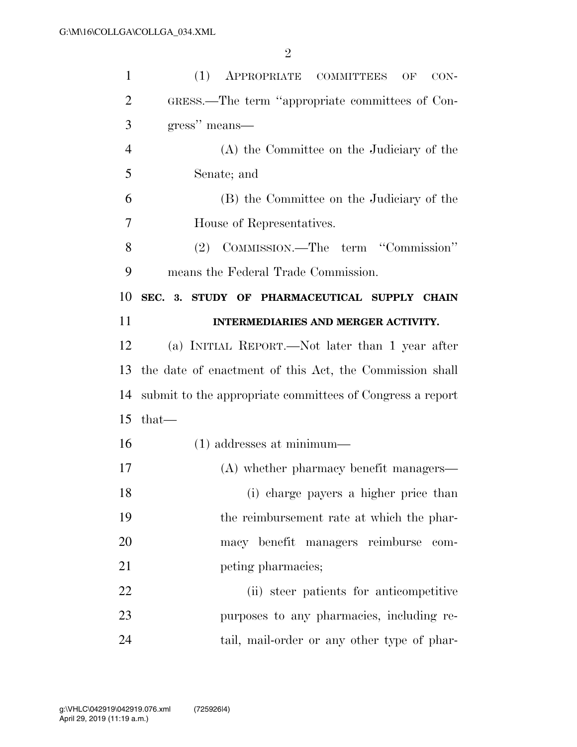(1) APPROPRIATE COMMITTEES OF CONGRESS.—The term ''appropriate committees of Congress'' means—

(A) the Committee on the Judiciary of the Senate; and

(B) the Committee on the Judiciary of the House of Representatives.

(2) COMMISSION.—The term ''Commission'' means the Federal Trade Commission.

**SEC. 3. STUDY OF PHARMACEUTICAL SUPPLY CHAIN INTERMEDIARIES AND MERGER ACTIVITY.**

(a) INITIAL REPORT.—Not later than 1 year after the date of enactment of this Act, the Commission shall submit to the appropriate committees of Congress a report that—

(1) addresses at minimum—

(A) whether pharmacy benefit managers—

(i) charge payers a higher price than the reimbursement rate at which the pharmacy benefit managers reimburse competing pharmacies;

(ii) steer patients for anticompetitive purposes to any pharmacies, including retail, mail-order or any other type of phar-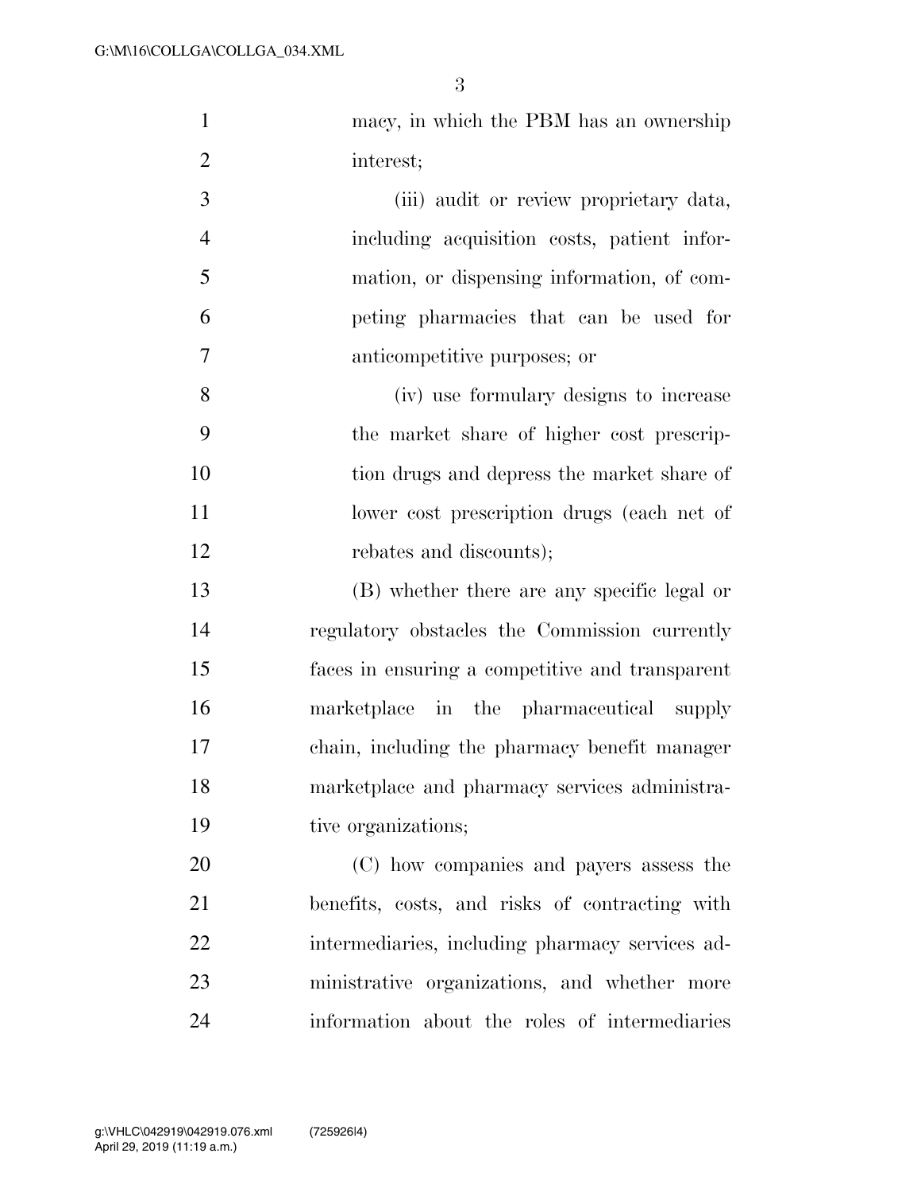macy, in which the PBM has an ownership interest;

(iii) audit or review proprietary data, including acquisition costs, patient information, or dispensing information, of competing pharmacies that can be used for anticompetitive purposes; or

(iv) use formulary designs to increase the market share of higher cost prescription drugs and depress the market share of lower cost prescription drugs (each net of rebates and discounts);

(B) whether there are any specific legal or regulatory obstacles the Commission currently faces in ensuring a competitive and transparent marketplace in the pharmaceutical supply chain, including the pharmacy benefit manager marketplace and pharmacy services administrative organizations;

(C) how companies and payers assess the benefits, costs, and risks of contracting with intermediaries, including pharmacy services administrative organizations, and whether more information about the roles of intermediaries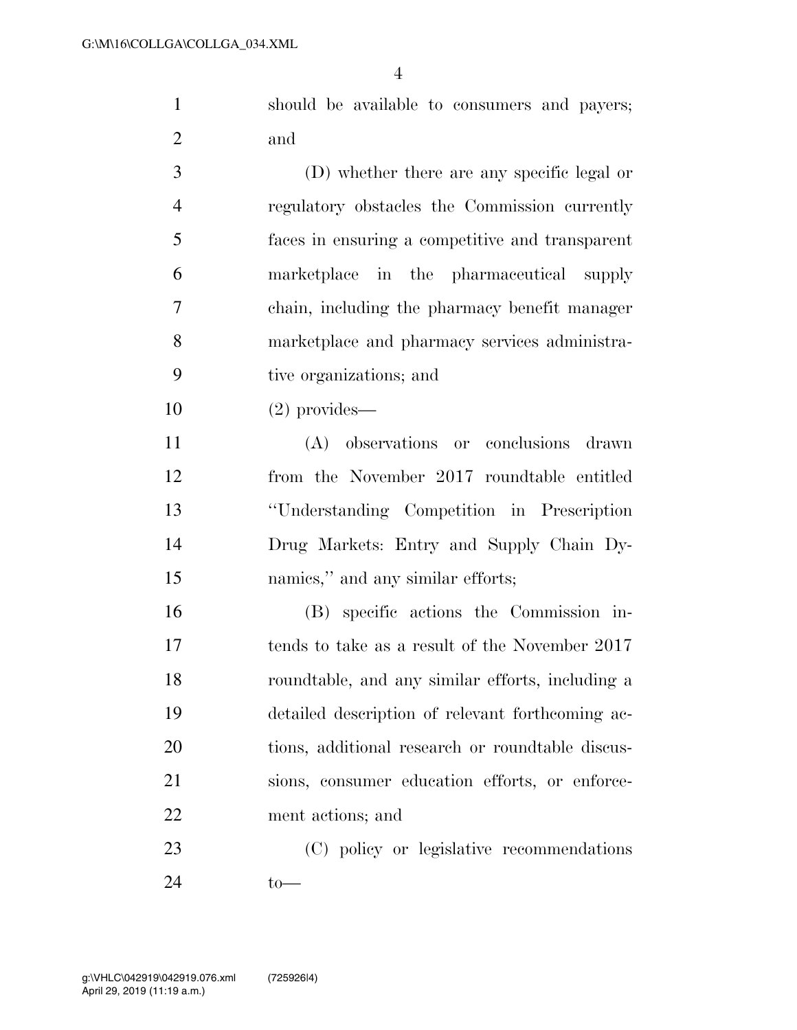should be available to consumers and payers; and

(D) whether there are any specific legal or regulatory obstacles the Commission currently faces in ensuring a competitive and transparent marketplace in the pharmaceutical supply chain, including the pharmacy benefit manager marketplace and pharmacy services administrative organizations; and

(2) provides—

(A) observations or conclusions drawn from the November 2017 roundtable entitled "Understanding Competition in Prescription Drug Markets: Entry and Supply Chain Dynamics," and any similar efforts;

(B) specific actions the Commission intends to take as a result of the November 2017 roundtable, and any similar efforts, including a detailed description of relevant forthcoming actions, additional research or roundtable discussions, consumer education efforts, or enforcement actions; and

(C) policy or legislative recommendations to—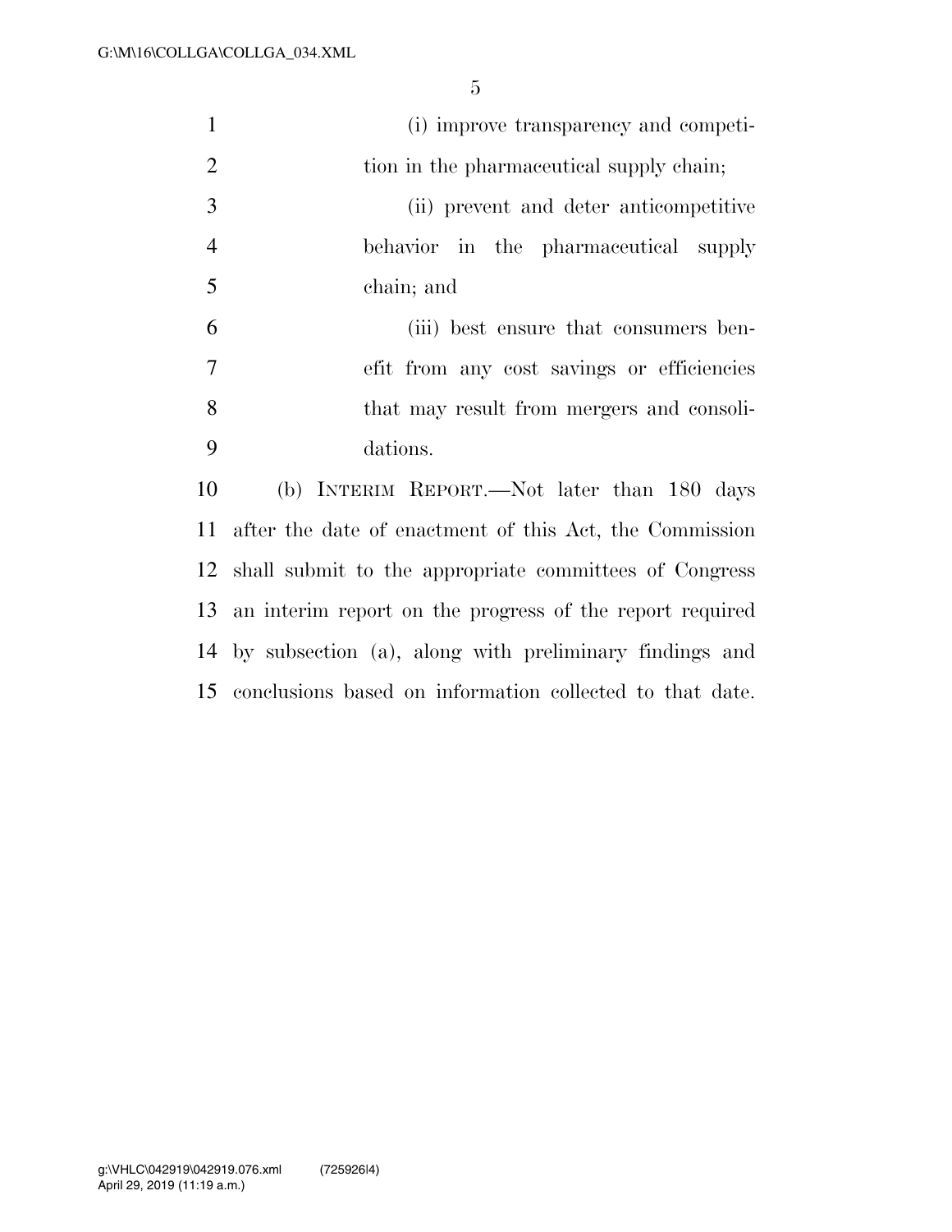(i) improve transparency and competition in the pharmaceutical supply chain;

(ii) prevent and deter anticompetitive behavior in the pharmaceutical supply chain; and

(iii) best ensure that consumers benefit from any cost savings or efficiencies that may result from mergers and consolidations.

(b) INTERIM REPORT.—Not later than 180 days after the date of enactment of this Act, the Commission shall submit to the appropriate committees of Congress an interim report on the progress of the report required by subsection (a), along with preliminary findings and conclusions based on information collected to that date.